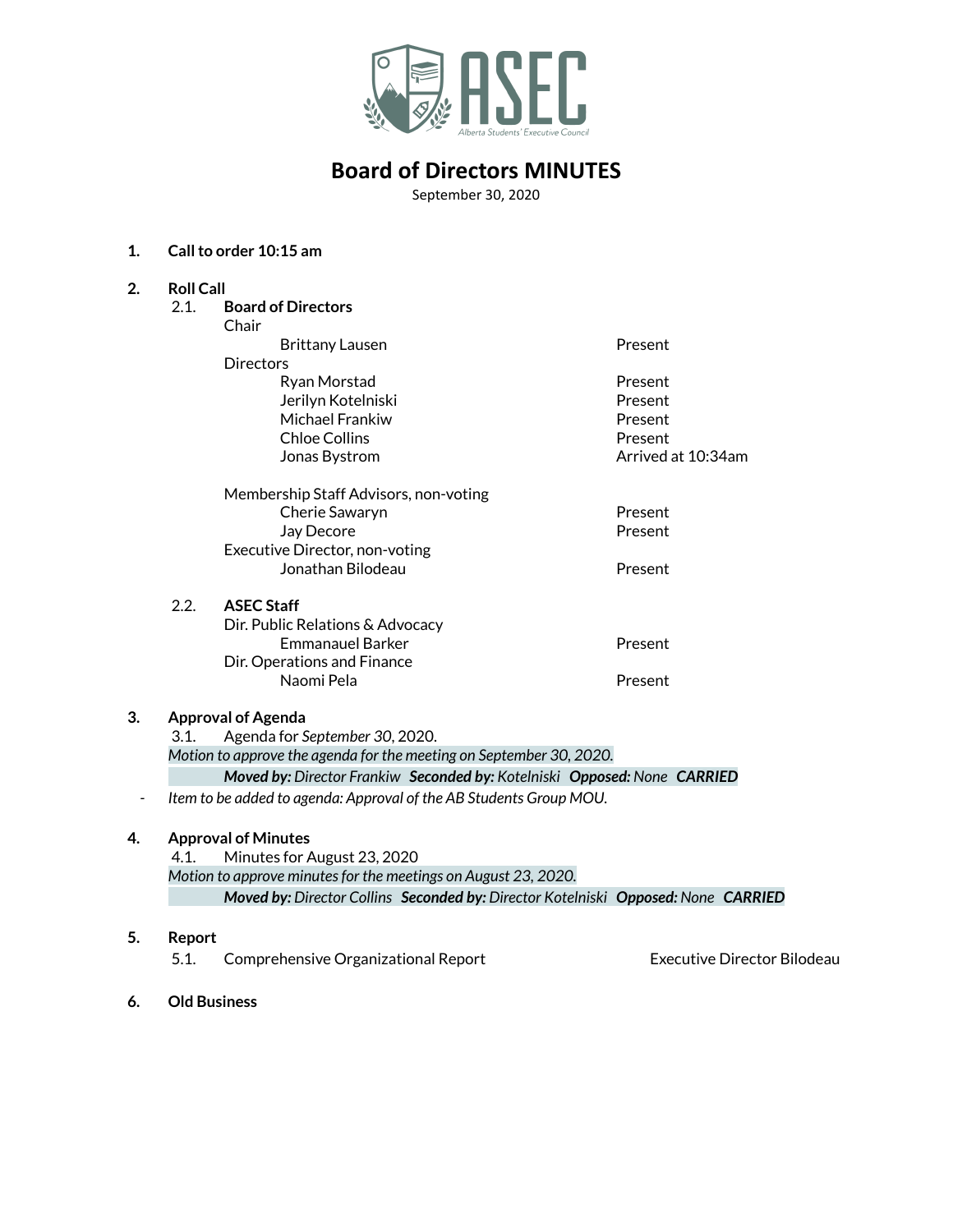# Board of Directors MINUTES

September 30, 2020

1. **Call to order 10:15 am**

2. **Roll Call**

   2.1. **Board of Directors**

   Chair

   | Name | Status |
   |---|---|
   | Brittany Lausen | Present |

   Directors

   | Name | Status |
   |---|---|
   | Ryan Morstad | Present |
   | Jerilyn Kotelniski | Present |
   | Michael Frankiw | Present |
   | Chloe Collins | Present |
   | Jonas Bystrom | Arrived at 10:34am |

   Membership Staff Advisors, non-voting

   | Name | Status |
   |---|---|
   | Cherie Sawaryn | Present |
   | Jay Decore | Present |

   Executive Director, non-voting

   | Name | Status |
   |---|---|
   | Jonathan Bilodeau | Present |

   2.2. **ASEC Staff**

   Dir. Public Relations & Advocacy

   | Name | Status |
   |---|---|
   | Emmanauel Barker | Present |

   Dir. Operations and Finance

   | Name | Status |
   |---|---|
   | Naomi Pela | Present |

3. **Approval of Agenda**

   3.1. Agenda for *September 30*, 2020.

   *Motion to approve the agenda for the meeting on September 30, 2020.*

   ***Moved by:*** *Director Frankiw* ***Seconded by:*** *Kotelniski* ***Opposed:*** *None* ***CARRIED***

   - *Item to be added to agenda: Approval of the AB Students Group MOU.*

4. **Approval of Minutes**

   4.1. Minutes for August 23, 2020

   *Motion to approve minutes for the meetings on August 23, 2020.*

   ***Moved by:*** *Director Collins* ***Seconded by:*** *Director Kotelniski* ***Opposed:*** *None* ***CARRIED***

5. **Report**

   5.1. Comprehensive Organizational Report — Executive Director Bilodeau

6. **Old Business**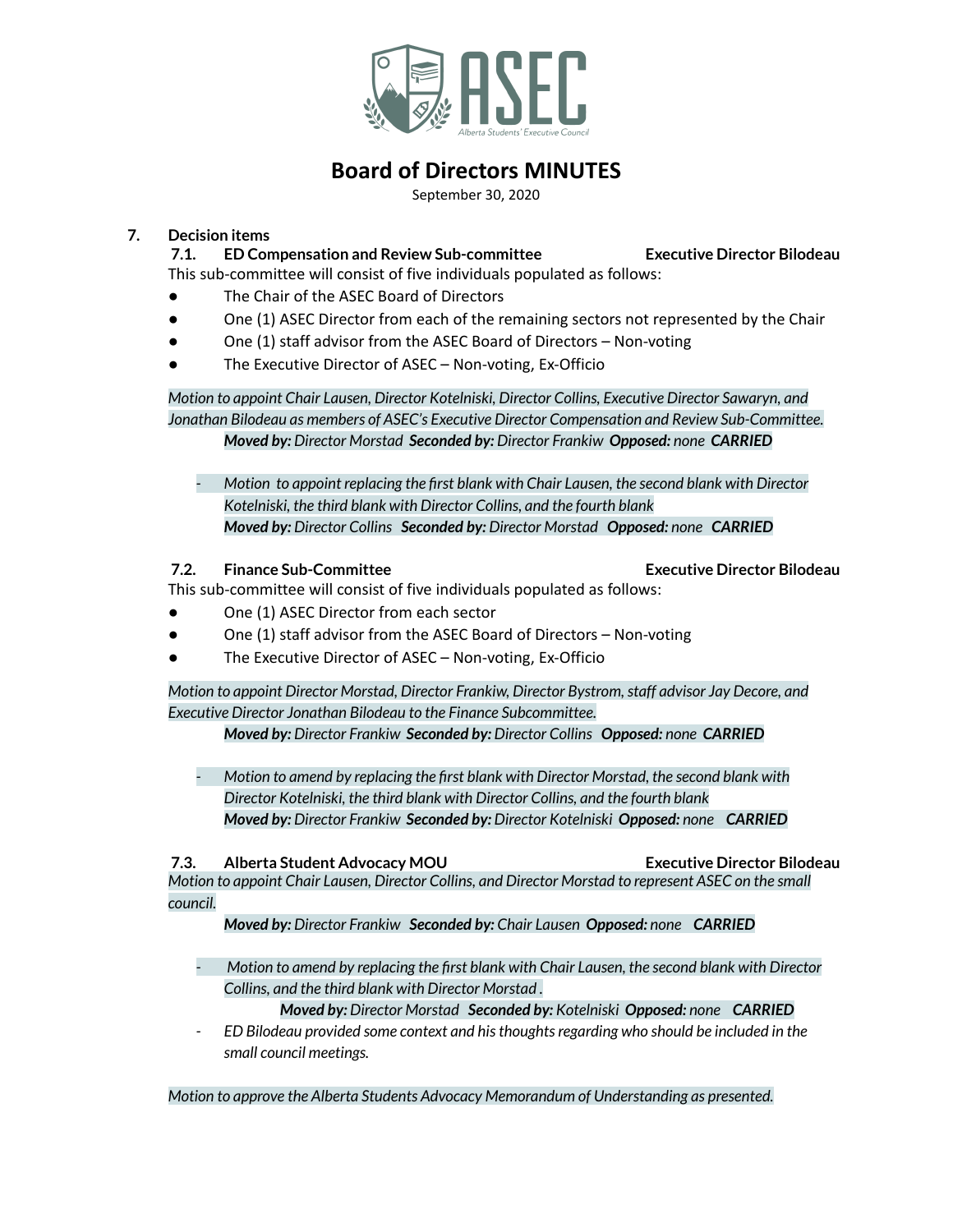# Board of Directors MINUTES

September 30, 2020

## 7. Decision items

### 7.1. ED Compensation and Review Sub-committee — Executive Director Bilodeau

This sub-committee will consist of five individuals populated as follows:

- The Chair of the ASEC Board of Directors
- One (1) ASEC Director from each of the remaining sectors not represented by the Chair
- One (1) staff advisor from the ASEC Board of Directors – Non-voting
- The Executive Director of ASEC – Non-voting, Ex-Officio

*Motion to appoint Chair Lausen, Director Kotelniski, Director Collins, Executive Director Sawaryn, and Jonathan Bilodeau as members of ASEC's Executive Director Compensation and Review Sub-Committee.*

***Moved by:** Director Morstad **Seconded by:** Director Frankiw **Opposed:** none **CARRIED***

- *Motion to appoint replacing the first blank with Chair Lausen, the second blank with Director Kotelniski, the third blank with Director Collins, and the fourth blank*
  ***Moved by:** Director Collins **Seconded by:** Director Morstad **Opposed:** none **CARRIED***

### 7.2. Finance Sub-Committee — Executive Director Bilodeau

This sub-committee will consist of five individuals populated as follows:

- One (1) ASEC Director from each sector
- One (1) staff advisor from the ASEC Board of Directors – Non-voting
- The Executive Director of ASEC – Non-voting, Ex-Officio

*Motion to appoint Director Morstad, Director Frankiw, Director Bystrom, staff advisor Jay Decore, and Executive Director Jonathan Bilodeau to the Finance Subcommittee.*

***Moved by:** Director Frankiw **Seconded by:** Director Collins **Opposed:** none **CARRIED***

- *Motion to amend by replacing the first blank with Director Morstad, the second blank with Director Kotelniski, the third blank with Director Collins, and the fourth blank*
  ***Moved by:** Director Frankiw **Seconded by:** Director Kotelniski **Opposed:** none **CARRIED***

### 7.3. Alberta Student Advocacy MOU — Executive Director Bilodeau

*Motion to appoint Chair Lausen, Director Collins, and Director Morstad to represent ASEC on the small council.*

***Moved by:** Director Frankiw **Seconded by:** Chair Lausen **Opposed:** none **CARRIED***

- *Motion to amend by replacing the first blank with Chair Lausen, the second blank with Director Collins, and the third blank with Director Morstad .*
  ***Moved by:** Director Morstad **Seconded by:** Kotelniski **Opposed:** none **CARRIED***
- *ED Bilodeau provided some context and his thoughts regarding who should be included in the small council meetings.*

*Motion to approve the Alberta Students Advocacy Memorandum of Understanding as presented.*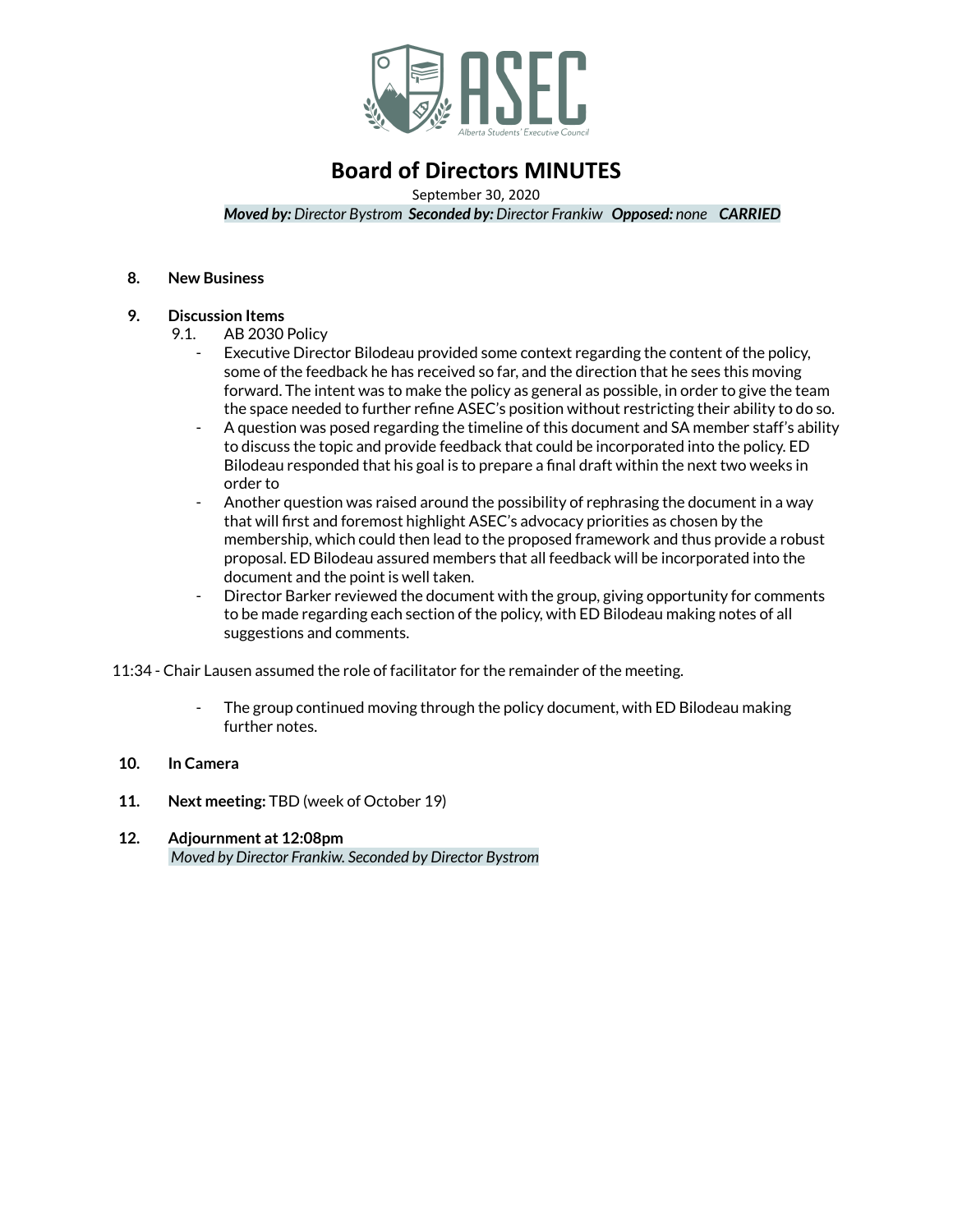# Board of Directors MINUTES

September 30, 2020

***Moved by:** Director Bystrom **Seconded by:** Director Frankiw **Opposed:** none **CARRIED***

8. **New Business**

9. **Discussion Items**

   9.1. AB 2030 Policy

   - Executive Director Bilodeau provided some context regarding the content of the policy, some of the feedback he has received so far, and the direction that he sees this moving forward. The intent was to make the policy as general as possible, in order to give the team the space needed to further refine ASEC's position without restricting their ability to do so.
   - A question was posed regarding the timeline of this document and SA member staff's ability to discuss the topic and provide feedback that could be incorporated into the policy. ED Bilodeau responded that his goal is to prepare a final draft within the next two weeks in order to
   - Another question was raised around the possibility of rephrasing the document in a way that will first and foremost highlight ASEC's advocacy priorities as chosen by the membership, which could then lead to the proposed framework and thus provide a robust proposal. ED Bilodeau assured members that all feedback will be incorporated into the document and the point is well taken.
   - Director Barker reviewed the document with the group, giving opportunity for comments to be made regarding each section of the policy, with ED Bilodeau making notes of all suggestions and comments.

11:34 - Chair Lausen assumed the role of facilitator for the remainder of the meeting.

   - The group continued moving through the policy document, with ED Bilodeau making further notes.

10. **In Camera**

11. **Next meeting:** TBD (week of October 19)

12. **Adjournment at 12:08pm**

    *Moved by Director Frankiw. Seconded by Director Bystrom*